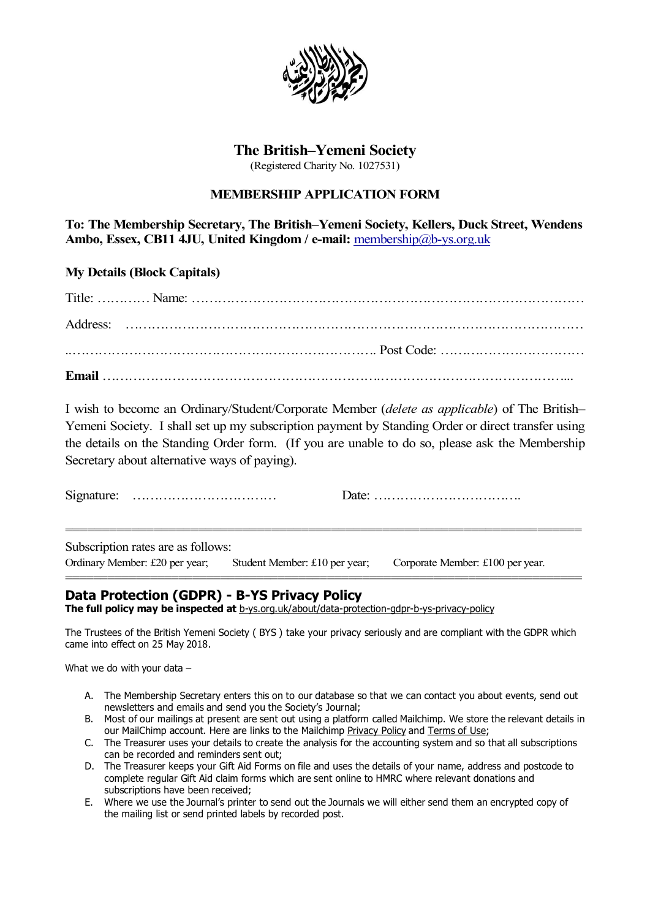# The British–Yemeni Society

(Registered Charity No. 1027531)

## MEMBERSHIP APPLICATION FORM

**To: The Membership Secretary, The British–Yemeni Society, Kellers, Duck Street, Wendens Ambo, Essex, CB11 4JU, United Kingdom / e-mail:** membership@b-ys.org.uk

**My Details (Block Capitals)**

Title: ………… Name: ……………………………………………………………………………

Address: ……………………………………………………………………………………

..……………………………………………………………… Post Code: ……………………………

**Email** ……………………………………………………………………………………………...

I wish to become an Ordinary/Student/Corporate Member (*delete as applicable*) of The British–Yemeni Society. I shall set up my subscription payment by Standing Order or direct transfer using the details on the Standing Order form. (If you are unable to do so, please ask the Membership Secretary about alternative ways of paying).

Signature: …………………………… Date: ……………………………..

---

Subscription rates are as follows:

Ordinary Member: £20 per year; Student Member: £10 per year; Corporate Member: £100 per year.

---

## Data Protection (GDPR) - B-YS Privacy Policy

**The full policy may be inspected at** b-ys.org.uk/about/data-protection-gdpr-b-ys-privacy-policy

The Trustees of the British Yemeni Society ( BYS ) take your privacy seriously and are compliant with the GDPR which came into effect on 25 May 2018.

What we do with your data –

A. The Membership Secretary enters this on to our database so that we can contact you about events, send out newsletters and emails and send you the Society's Journal;
B. Most of our mailings at present are sent out using a platform called Mailchimp. We store the relevant details in our MailChimp account. Here are links to the Mailchimp Privacy Policy and Terms of Use;
C. The Treasurer uses your details to create the analysis for the accounting system and so that all subscriptions can be recorded and reminders sent out;
D. The Treasurer keeps your Gift Aid Forms on file and uses the details of your name, address and postcode to complete regular Gift Aid claim forms which are sent online to HMRC where relevant donations and subscriptions have been received;
E. Where we use the Journal's printer to send out the Journals we will either send them an encrypted copy of the mailing list or send printed labels by recorded post.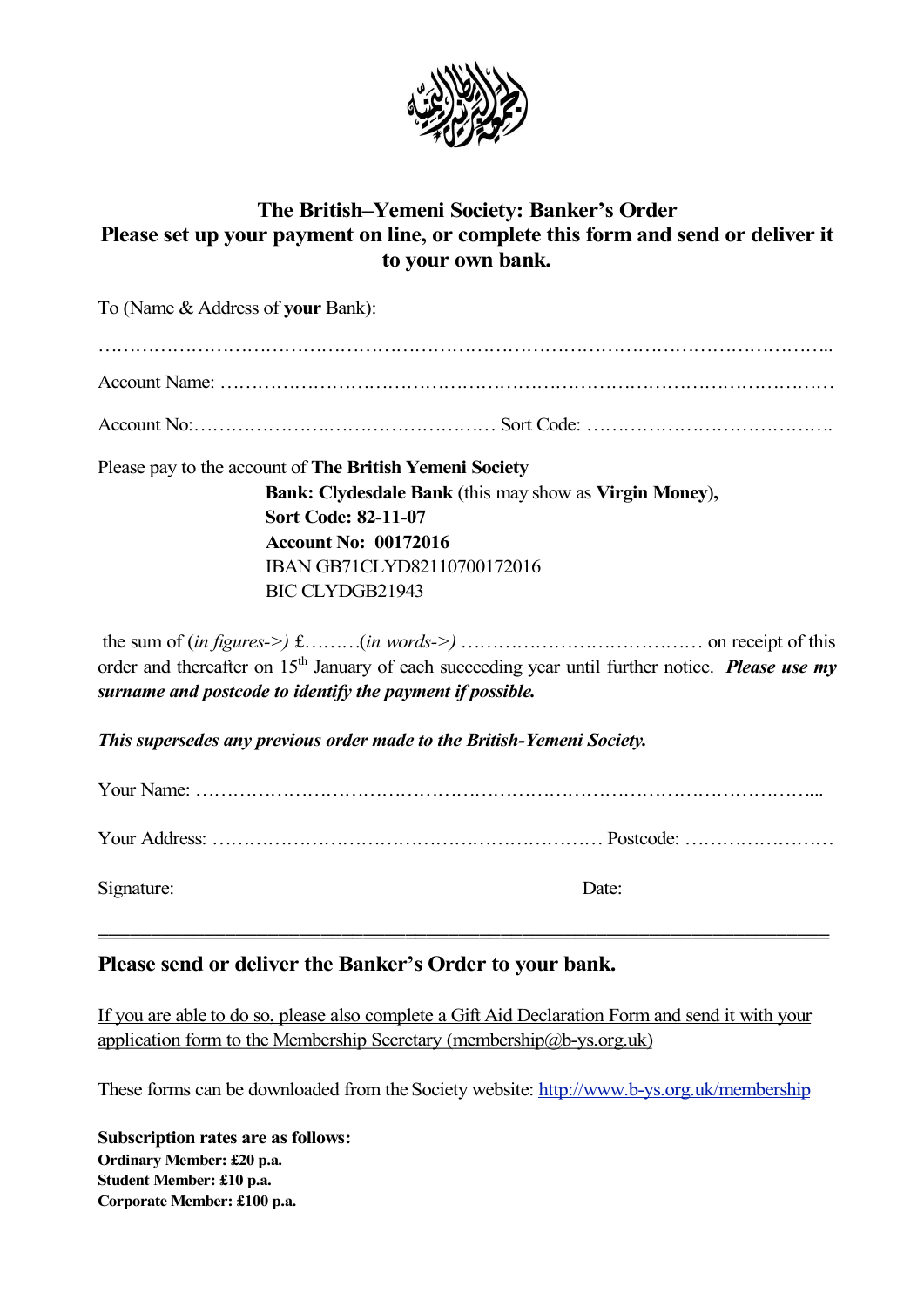**The British–Yemeni Society: Banker's Order**
**Please set up your payment on line, or complete this form and send or deliver it to your own bank.**

To (Name & Address of **your** Bank):

…………………………………………………………………………………………………...

Account Name: ……………………………………………………………………………………

Account No:………………….……………………… Sort Code: ……………………………….

Please pay to the account of **The British Yemeni Society**
**Bank: Clydesdale Bank** (this may show as **Virgin Money**),
**Sort Code: 82-11-07**
**Account No: 00172016**
IBAN GB71CLYD82110700172016
BIC CLYDGB21943

the sum of (*in figures->)* £………(*in words->)* ………………………………… on receipt of this order and thereafter on 15th January of each succeeding year until further notice. ***Please use my surname and postcode to identify the payment if possible.***

***This supersedes any previous order made to the British-Yemeni Society.***

Your Name: ……………………………………………………………………………………...

Your Address: ……………………………………………………… Postcode: ……………………

Signature: Date:

---

## Please send or deliver the Banker's Order to your bank.

If you are able to do so, please also complete a Gift Aid Declaration Form and send it with your application form to the Membership Secretary (membership@b-ys.org.uk)

These forms can be downloaded from the Society website: http://www.b-ys.org.uk/membership

**Subscription rates are as follows:**
**Ordinary Member: £20 p.a.**
**Student Member: £10 p.a.**
**Corporate Member: £100 p.a.**